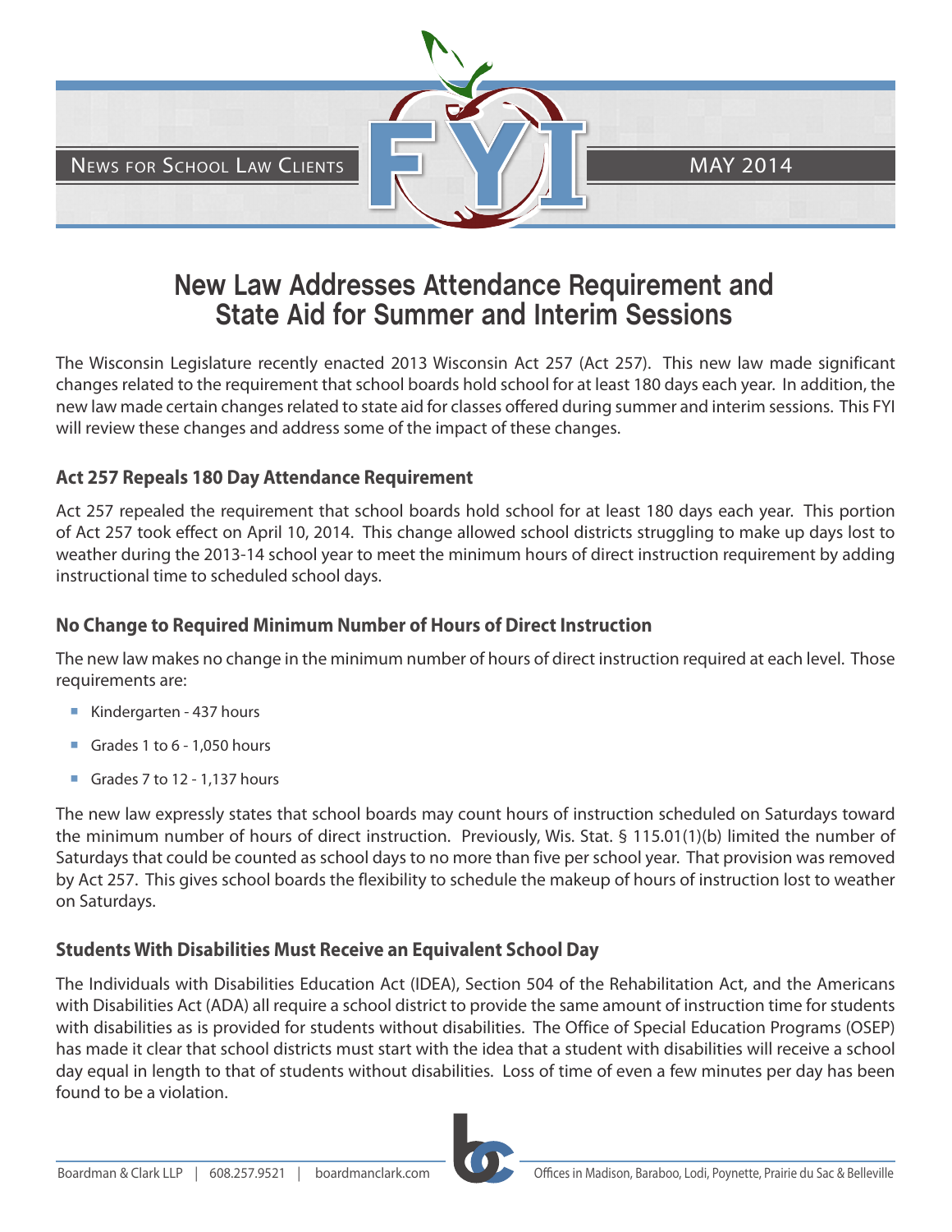News for School Law Clients — FYI — MAY 2014

# New Law Addresses Attendance Requirement and State Aid for Summer and Interim Sessions

The Wisconsin Legislature recently enacted 2013 Wisconsin Act 257 (Act 257). This new law made significant changes related to the requirement that school boards hold school for at least 180 days each year. In addition, the new law made certain changes related to state aid for classes offered during summer and interim sessions. This FYI will review these changes and address some of the impact of these changes.

## Act 257 Repeals 180 Day Attendance Requirement

Act 257 repealed the requirement that school boards hold school for at least 180 days each year. This portion of Act 257 took effect on April 10, 2014. This change allowed school districts struggling to make up days lost to weather during the 2013-14 school year to meet the minimum hours of direct instruction requirement by adding instructional time to scheduled school days.

## No Change to Required Minimum Number of Hours of Direct Instruction

The new law makes no change in the minimum number of hours of direct instruction required at each level. Those requirements are:

- Kindergarten - 437 hours
- Grades 1 to 6 - 1,050 hours
- Grades 7 to 12 - 1,137 hours

The new law expressly states that school boards may count hours of instruction scheduled on Saturdays toward the minimum number of hours of direct instruction. Previously, Wis. Stat. § 115.01(1)(b) limited the number of Saturdays that could be counted as school days to no more than five per school year. That provision was removed by Act 257. This gives school boards the flexibility to schedule the makeup of hours of instruction lost to weather on Saturdays.

## Students With Disabilities Must Receive an Equivalent School Day

The Individuals with Disabilities Education Act (IDEA), Section 504 of the Rehabilitation Act, and the Americans with Disabilities Act (ADA) all require a school district to provide the same amount of instruction time for students with disabilities as is provided for students without disabilities. The Office of Special Education Programs (OSEP) has made it clear that school districts must start with the idea that a student with disabilities will receive a school day equal in length to that of students without disabilities. Loss of time of even a few minutes per day has been found to be a violation.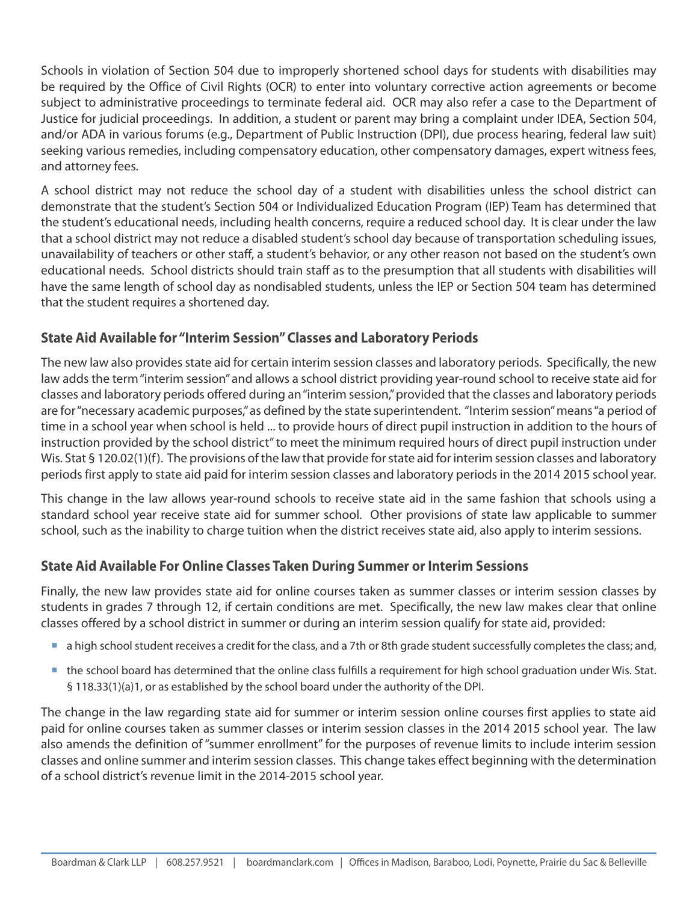Schools in violation of Section 504 due to improperly shortened school days for students with disabilities may be required by the Office of Civil Rights (OCR) to enter into voluntary corrective action agreements or become subject to administrative proceedings to terminate federal aid. OCR may also refer a case to the Department of Justice for judicial proceedings. In addition, a student or parent may bring a complaint under IDEA, Section 504, and/or ADA in various forums (e.g., Department of Public Instruction (DPI), due process hearing, federal law suit) seeking various remedies, including compensatory education, other compensatory damages, expert witness fees, and attorney fees.

A school district may not reduce the school day of a student with disabilities unless the school district can demonstrate that the student's Section 504 or Individualized Education Program (IEP) Team has determined that the student's educational needs, including health concerns, require a reduced school day. It is clear under the law that a school district may not reduce a disabled student's school day because of transportation scheduling issues, unavailability of teachers or other staff, a student's behavior, or any other reason not based on the student's own educational needs. School districts should train staff as to the presumption that all students with disabilities will have the same length of school day as nondisabled students, unless the IEP or Section 504 team has determined that the student requires a shortened day.

## State Aid Available for "Interim Session" Classes and Laboratory Periods

The new law also provides state aid for certain interim session classes and laboratory periods. Specifically, the new law adds the term "interim session" and allows a school district providing year-round school to receive state aid for classes and laboratory periods offered during an "interim session," provided that the classes and laboratory periods are for "necessary academic purposes," as defined by the state superintendent. "Interim session" means "a period of time in a school year when school is held ... to provide hours of direct pupil instruction in addition to the hours of instruction provided by the school district" to meet the minimum required hours of direct pupil instruction under Wis. Stat § 120.02(1)(f). The provisions of the law that provide for state aid for interim session classes and laboratory periods first apply to state aid paid for interim session classes and laboratory periods in the 2014 2015 school year.

This change in the law allows year-round schools to receive state aid in the same fashion that schools using a standard school year receive state aid for summer school. Other provisions of state law applicable to summer school, such as the inability to charge tuition when the district receives state aid, also apply to interim sessions.

## State Aid Available For Online Classes Taken During Summer or Interim Sessions

Finally, the new law provides state aid for online courses taken as summer classes or interim session classes by students in grades 7 through 12, if certain conditions are met. Specifically, the new law makes clear that online classes offered by a school district in summer or during an interim session qualify for state aid, provided:

- a high school student receives a credit for the class, and a 7th or 8th grade student successfully completes the class; and,
- the school board has determined that the online class fulfills a requirement for high school graduation under Wis. Stat. § 118.33(1)(a)1, or as established by the school board under the authority of the DPI.

The change in the law regarding state aid for summer or interim session online courses first applies to state aid paid for online courses taken as summer classes or interim session classes in the 2014 2015 school year. The law also amends the definition of "summer enrollment" for the purposes of revenue limits to include interim session classes and online summer and interim session classes. This change takes effect beginning with the determination of a school district's revenue limit in the 2014-2015 school year.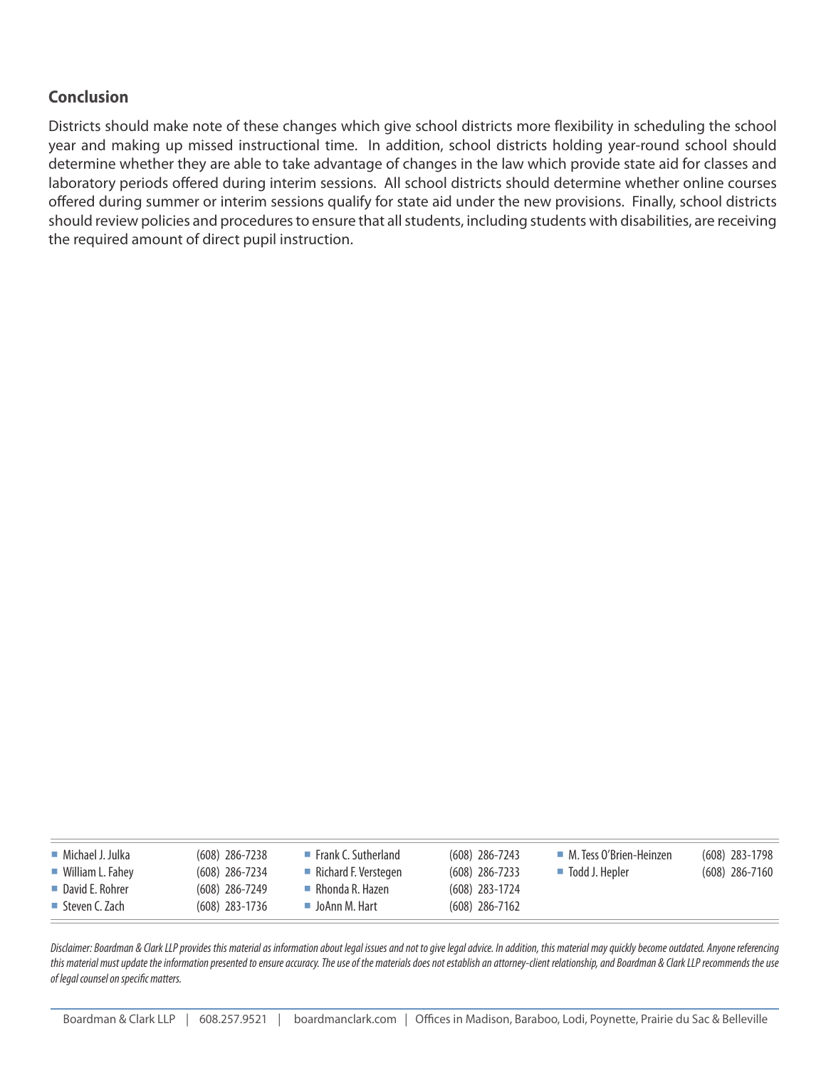## Conclusion

Districts should make note of these changes which give school districts more flexibility in scheduling the school year and making up missed instructional time. In addition, school districts holding year-round school should determine whether they are able to take advantage of changes in the law which provide state aid for classes and laboratory periods offered during interim sessions. All school districts should determine whether online courses offered during summer or interim sessions qualify for state aid under the new provisions. Finally, school districts should review policies and procedures to ensure that all students, including students with disabilities, are receiving the required amount of direct pupil instruction.

| | | | | | |
|---|---|---|---|---|---|
| Michael J. Julka | (608) 286-7238 | Frank C. Sutherland | (608) 286-7243 | M. Tess O'Brien-Heinzen | (608) 283-1798 |
| William L. Fahey | (608) 286-7234 | Richard F. Verstegen | (608) 286-7233 | Todd J. Hepler | (608) 286-7160 |
| David E. Rohrer | (608) 286-7249 | Rhonda R. Hazen | (608) 283-1724 | | |
| Steven C. Zach | (608) 283-1736 | JoAnn M. Hart | (608) 286-7162 | | |

*Disclaimer: Boardman & Clark LLP provides this material as information about legal issues and not to give legal advice. In addition, this material may quickly become outdated. Anyone referencing this material must update the information presented to ensure accuracy. The use of the materials does not establish an attorney-client relationship, and Boardman & Clark LLP recommends the use of legal counsel on specific matters.*

Boardman & Clark LLP | 608.257.9521 | boardmanclark.com | Offices in Madison, Baraboo, Lodi, Poynette, Prairie du Sac & Belleville